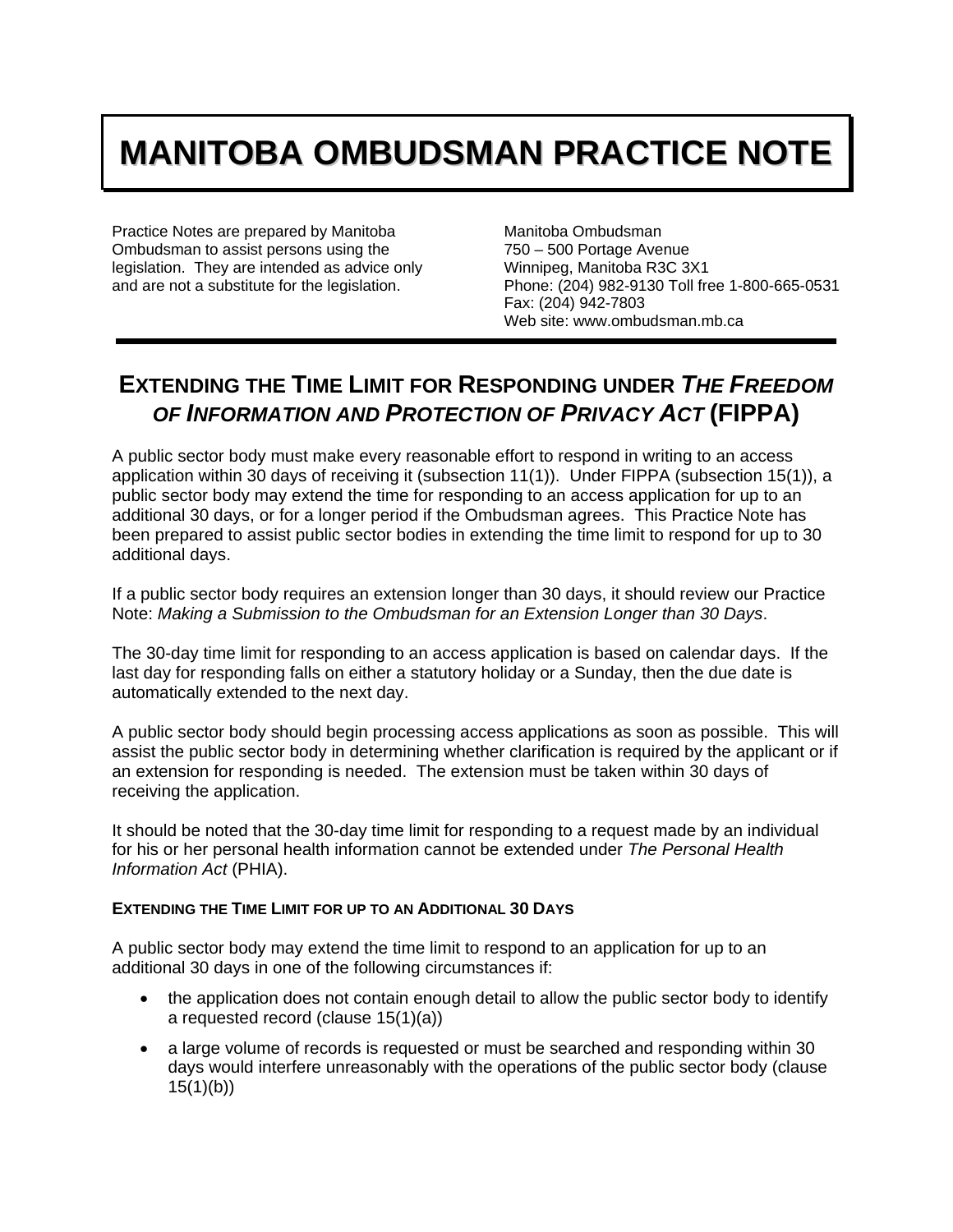# MANITOBA OMBUDSMAN PRACTICE NOTE

Practice Notes are prepared by Manitoba Ombudsman to assist persons using the legislation. They are intended as advice only and are not a substitute for the legislation.

Manitoba Ombudsman
750 – 500 Portage Avenue
Winnipeg, Manitoba R3C 3X1
Phone: (204) 982-9130 Toll free 1-800-665-0531
Fax: (204) 942-7803
Web site: www.ombudsman.mb.ca

## EXTENDING THE TIME LIMIT FOR RESPONDING UNDER *THE FREEDOM OF INFORMATION AND PROTECTION OF PRIVACY ACT* (FIPPA)

A public sector body must make every reasonable effort to respond in writing to an access application within 30 days of receiving it (subsection 11(1)). Under FIPPA (subsection 15(1)), a public sector body may extend the time for responding to an access application for up to an additional 30 days, or for a longer period if the Ombudsman agrees. This Practice Note has been prepared to assist public sector bodies in extending the time limit to respond for up to 30 additional days.

If a public sector body requires an extension longer than 30 days, it should review our Practice Note: *Making a Submission to the Ombudsman for an Extension Longer than 30 Days*.

The 30-day time limit for responding to an access application is based on calendar days. If the last day for responding falls on either a statutory holiday or a Sunday, then the due date is automatically extended to the next day.

A public sector body should begin processing access applications as soon as possible. This will assist the public sector body in determining whether clarification is required by the applicant or if an extension for responding is needed. The extension must be taken within 30 days of receiving the application.

It should be noted that the 30-day time limit for responding to a request made by an individual for his or her personal health information cannot be extended under *The Personal Health Information Act* (PHIA).

### EXTENDING THE TIME LIMIT FOR UP TO AN ADDITIONAL 30 DAYS

A public sector body may extend the time limit to respond to an application for up to an additional 30 days in one of the following circumstances if:

- the application does not contain enough detail to allow the public sector body to identify a requested record (clause 15(1)(a))
- a large volume of records is requested or must be searched and responding within 30 days would interfere unreasonably with the operations of the public sector body (clause 15(1)(b))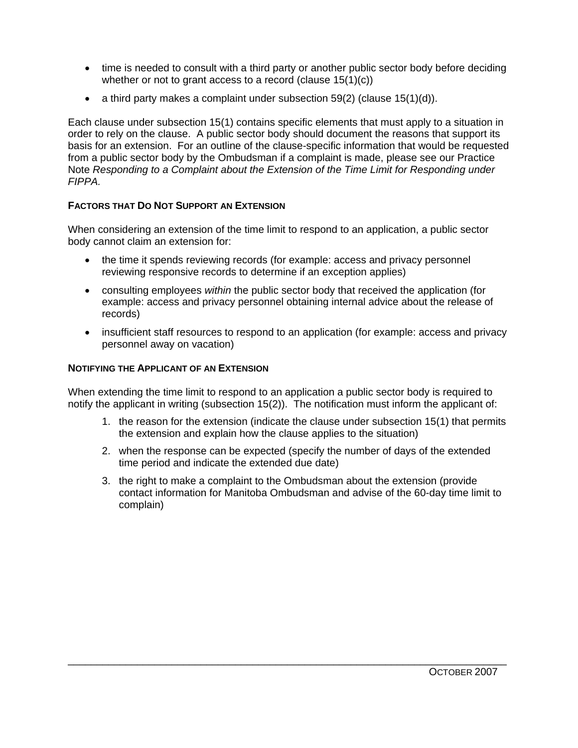- time is needed to consult with a third party or another public sector body before deciding whether or not to grant access to a record (clause 15(1)(c))
- a third party makes a complaint under subsection 59(2) (clause 15(1)(d)).

Each clause under subsection 15(1) contains specific elements that must apply to a situation in order to rely on the clause. A public sector body should document the reasons that support its basis for an extension. For an outline of the clause-specific information that would be requested from a public sector body by the Ombudsman if a complaint is made, please see our Practice Note *Responding to a Complaint about the Extension of the Time Limit for Responding under FIPPA.*

#### FACTORS THAT DO NOT SUPPORT AN EXTENSION

When considering an extension of the time limit to respond to an application, a public sector body cannot claim an extension for:

- the time it spends reviewing records (for example: access and privacy personnel reviewing responsive records to determine if an exception applies)
- consulting employees *within* the public sector body that received the application (for example: access and privacy personnel obtaining internal advice about the release of records)
- insufficient staff resources to respond to an application (for example: access and privacy personnel away on vacation)

#### NOTIFYING THE APPLICANT OF AN EXTENSION

When extending the time limit to respond to an application a public sector body is required to notify the applicant in writing (subsection 15(2)). The notification must inform the applicant of:

1. the reason for the extension (indicate the clause under subsection 15(1) that permits the extension and explain how the clause applies to the situation)
2. when the response can be expected (specify the number of days of the extended time period and indicate the extended due date)
3. the right to make a complaint to the Ombudsman about the extension (provide contact information for Manitoba Ombudsman and advise of the 60-day time limit to complain)